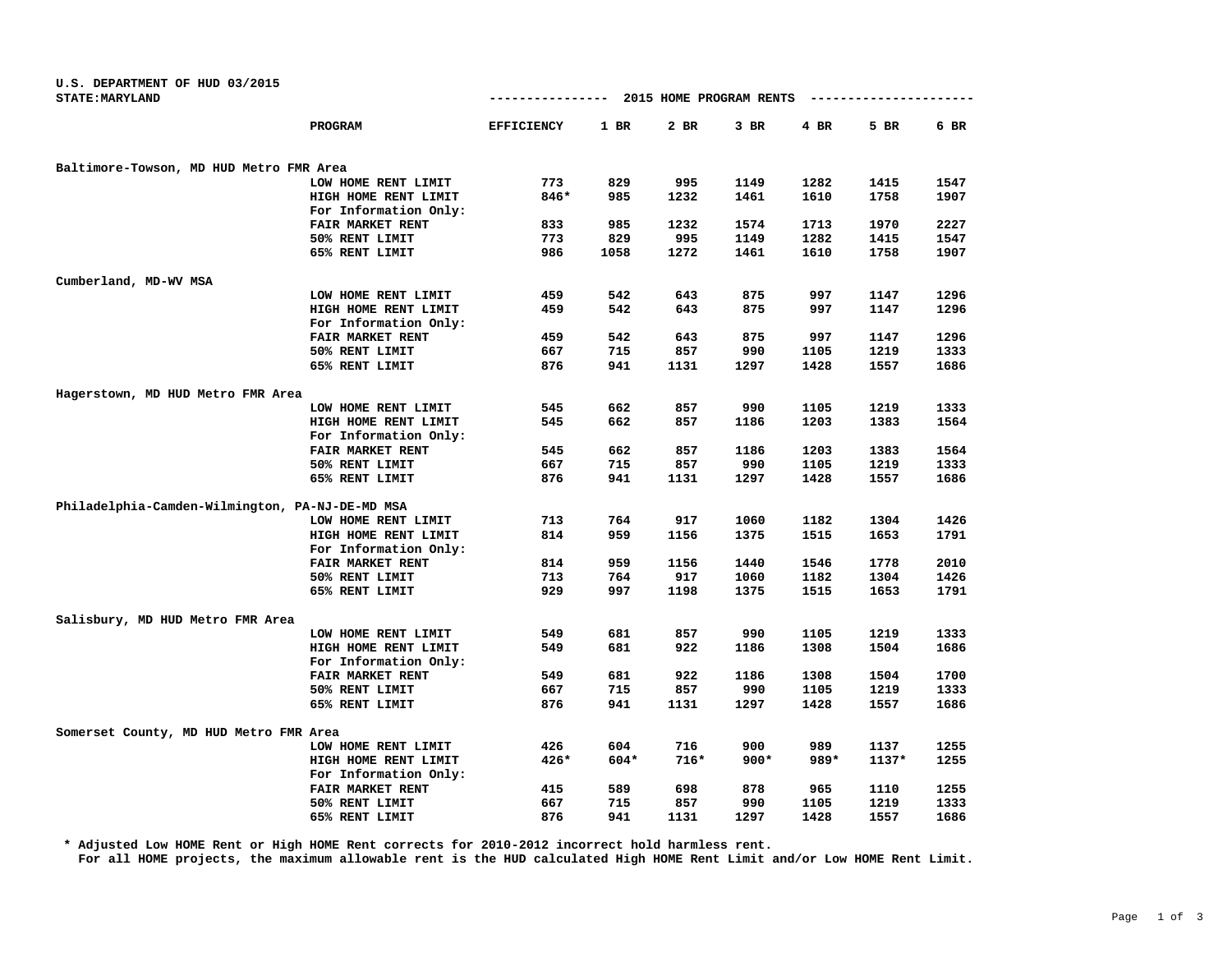U.S. DEPARTMENT OF HUD 03/2015
STATE:MARYLAND

## 2015 HOME PROGRAM RENTS

| | PROGRAM | EFFICIENCY | 1 BR | 2 BR | 3 BR | 4 BR | 5 BR | 6 BR |
|---|---|---|---|---|---|---|---|---|
| **Baltimore-Towson, MD HUD Metro FMR Area** | | | | | | | | |
| | LOW HOME RENT LIMIT | 773 | 829 | 995 | 1149 | 1282 | 1415 | 1547 |
| | HIGH HOME RENT LIMIT | 846* | 985 | 1232 | 1461 | 1610 | 1758 | 1907 |
| | For Information Only: | | | | | | | |
| | FAIR MARKET RENT | 833 | 985 | 1232 | 1574 | 1713 | 1970 | 2227 |
| | 50% RENT LIMIT | 773 | 829 | 995 | 1149 | 1282 | 1415 | 1547 |
| | 65% RENT LIMIT | 986 | 1058 | 1272 | 1461 | 1610 | 1758 | 1907 |
| **Cumberland, MD-WV MSA** | | | | | | | | |
| | LOW HOME RENT LIMIT | 459 | 542 | 643 | 875 | 997 | 1147 | 1296 |
| | HIGH HOME RENT LIMIT | 459 | 542 | 643 | 875 | 997 | 1147 | 1296 |
| | For Information Only: | | | | | | | |
| | FAIR MARKET RENT | 459 | 542 | 643 | 875 | 997 | 1147 | 1296 |
| | 50% RENT LIMIT | 667 | 715 | 857 | 990 | 1105 | 1219 | 1333 |
| | 65% RENT LIMIT | 876 | 941 | 1131 | 1297 | 1428 | 1557 | 1686 |
| **Hagerstown, MD HUD Metro FMR Area** | | | | | | | | |
| | LOW HOME RENT LIMIT | 545 | 662 | 857 | 990 | 1105 | 1219 | 1333 |
| | HIGH HOME RENT LIMIT | 545 | 662 | 857 | 1186 | 1203 | 1383 | 1564 |
| | For Information Only: | | | | | | | |
| | FAIR MARKET RENT | 545 | 662 | 857 | 1186 | 1203 | 1383 | 1564 |
| | 50% RENT LIMIT | 667 | 715 | 857 | 990 | 1105 | 1219 | 1333 |
| | 65% RENT LIMIT | 876 | 941 | 1131 | 1297 | 1428 | 1557 | 1686 |
| **Philadelphia-Camden-Wilmington, PA-NJ-DE-MD MSA** | | | | | | | | |
| | LOW HOME RENT LIMIT | 713 | 764 | 917 | 1060 | 1182 | 1304 | 1426 |
| | HIGH HOME RENT LIMIT | 814 | 959 | 1156 | 1375 | 1515 | 1653 | 1791 |
| | For Information Only: | | | | | | | |
| | FAIR MARKET RENT | 814 | 959 | 1156 | 1440 | 1546 | 1778 | 2010 |
| | 50% RENT LIMIT | 713 | 764 | 917 | 1060 | 1182 | 1304 | 1426 |
| | 65% RENT LIMIT | 929 | 997 | 1198 | 1375 | 1515 | 1653 | 1791 |
| **Salisbury, MD HUD Metro FMR Area** | | | | | | | | |
| | LOW HOME RENT LIMIT | 549 | 681 | 857 | 990 | 1105 | 1219 | 1333 |
| | HIGH HOME RENT LIMIT | 549 | 681 | 922 | 1186 | 1308 | 1504 | 1686 |
| | For Information Only: | | | | | | | |
| | FAIR MARKET RENT | 549 | 681 | 922 | 1186 | 1308 | 1504 | 1700 |
| | 50% RENT LIMIT | 667 | 715 | 857 | 990 | 1105 | 1219 | 1333 |
| | 65% RENT LIMIT | 876 | 941 | 1131 | 1297 | 1428 | 1557 | 1686 |
| **Somerset County, MD HUD Metro FMR Area** | | | | | | | | |
| | LOW HOME RENT LIMIT | 426 | 604 | 716 | 900 | 989 | 1137 | 1255 |
| | HIGH HOME RENT LIMIT | 426* | 604* | 716* | 900* | 989* | 1137* | 1255 |
| | For Information Only: | | | | | | | |
| | FAIR MARKET RENT | 415 | 589 | 698 | 878 | 965 | 1110 | 1255 |
| | 50% RENT LIMIT | 667 | 715 | 857 | 990 | 1105 | 1219 | 1333 |
| | 65% RENT LIMIT | 876 | 941 | 1131 | 1297 | 1428 | 1557 | 1686 |

\* Adjusted Low HOME Rent or High HOME Rent corrects for 2010-2012 incorrect hold harmless rent.
For all HOME projects, the maximum allowable rent is the HUD calculated High HOME Rent Limit and/or Low HOME Rent Limit.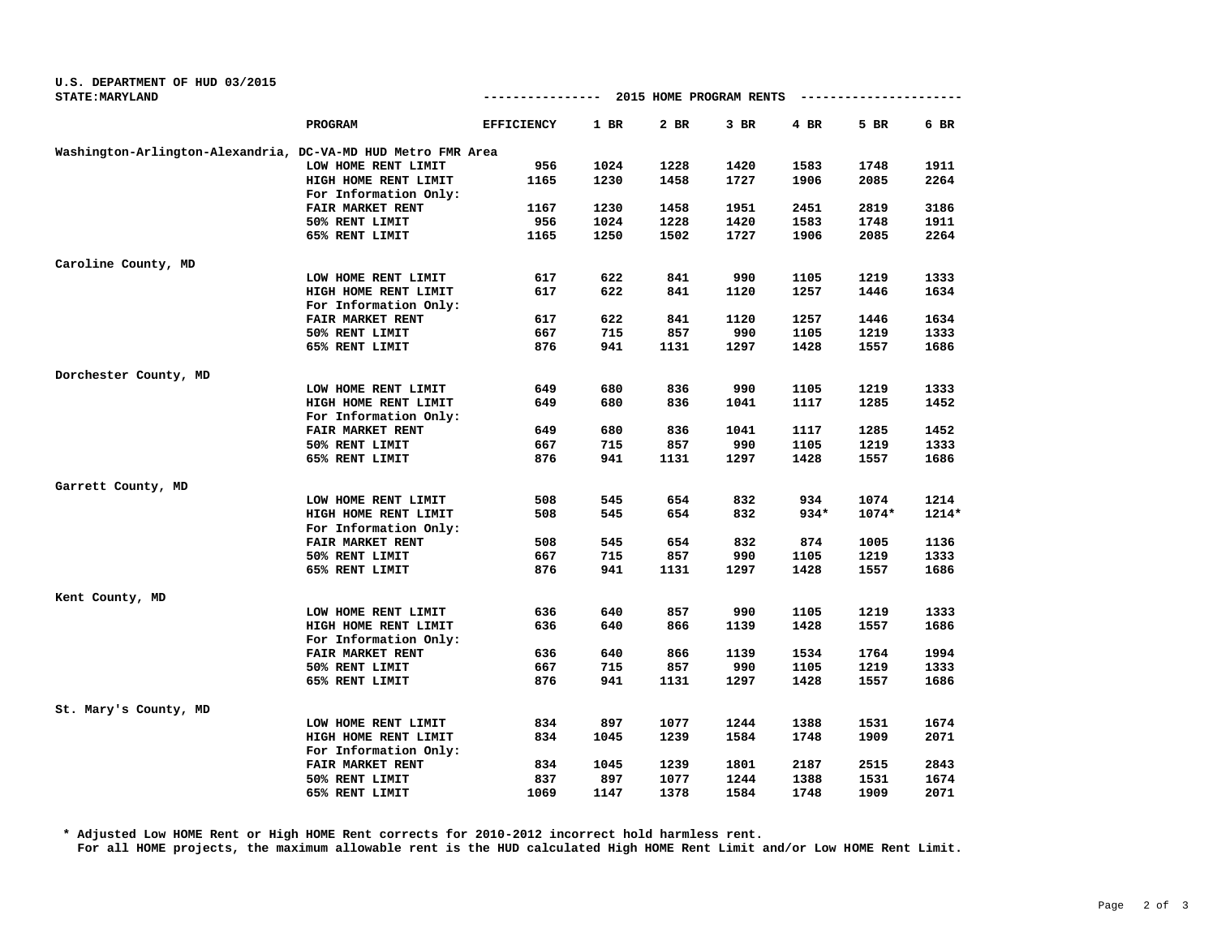U.S. DEPARTMENT OF HUD 03/2015
STATE:MARYLAND

## 2015 HOME PROGRAM RENTS

| | PROGRAM | EFFICIENCY | 1 BR | 2 BR | 3 BR | 4 BR | 5 BR | 6 BR |
|---|---|---|---|---|---|---|---|---|
| Washington-Arlington-Alexandria, DC-VA-MD HUD Metro FMR Area | | | | | | | | |
| | LOW HOME RENT LIMIT | 956 | 1024 | 1228 | 1420 | 1583 | 1748 | 1911 |
| | HIGH HOME RENT LIMIT | 1165 | 1230 | 1458 | 1727 | 1906 | 2085 | 2264 |
| | For Information Only: | | | | | | | |
| | FAIR MARKET RENT | 1167 | 1230 | 1458 | 1951 | 2451 | 2819 | 3186 |
| | 50% RENT LIMIT | 956 | 1024 | 1228 | 1420 | 1583 | 1748 | 1911 |
| | 65% RENT LIMIT | 1165 | 1250 | 1502 | 1727 | 1906 | 2085 | 2264 |
| Caroline County, MD | | | | | | | | |
| | LOW HOME RENT LIMIT | 617 | 622 | 841 | 990 | 1105 | 1219 | 1333 |
| | HIGH HOME RENT LIMIT | 617 | 622 | 841 | 1120 | 1257 | 1446 | 1634 |
| | For Information Only: | | | | | | | |
| | FAIR MARKET RENT | 617 | 622 | 841 | 1120 | 1257 | 1446 | 1634 |
| | 50% RENT LIMIT | 667 | 715 | 857 | 990 | 1105 | 1219 | 1333 |
| | 65% RENT LIMIT | 876 | 941 | 1131 | 1297 | 1428 | 1557 | 1686 |
| Dorchester County, MD | | | | | | | | |
| | LOW HOME RENT LIMIT | 649 | 680 | 836 | 990 | 1105 | 1219 | 1333 |
| | HIGH HOME RENT LIMIT | 649 | 680 | 836 | 1041 | 1117 | 1285 | 1452 |
| | For Information Only: | | | | | | | |
| | FAIR MARKET RENT | 649 | 680 | 836 | 1041 | 1117 | 1285 | 1452 |
| | 50% RENT LIMIT | 667 | 715 | 857 | 990 | 1105 | 1219 | 1333 |
| | 65% RENT LIMIT | 876 | 941 | 1131 | 1297 | 1428 | 1557 | 1686 |
| Garrett County, MD | | | | | | | | |
| | LOW HOME RENT LIMIT | 508 | 545 | 654 | 832 | 934 | 1074 | 1214 |
| | HIGH HOME RENT LIMIT | 508 | 545 | 654 | 832 | 934* | 1074* | 1214* |
| | For Information Only: | | | | | | | |
| | FAIR MARKET RENT | 508 | 545 | 654 | 832 | 874 | 1005 | 1136 |
| | 50% RENT LIMIT | 667 | 715 | 857 | 990 | 1105 | 1219 | 1333 |
| | 65% RENT LIMIT | 876 | 941 | 1131 | 1297 | 1428 | 1557 | 1686 |
| Kent County, MD | | | | | | | | |
| | LOW HOME RENT LIMIT | 636 | 640 | 857 | 990 | 1105 | 1219 | 1333 |
| | HIGH HOME RENT LIMIT | 636 | 640 | 866 | 1139 | 1428 | 1557 | 1686 |
| | For Information Only: | | | | | | | |
| | FAIR MARKET RENT | 636 | 640 | 866 | 1139 | 1534 | 1764 | 1994 |
| | 50% RENT LIMIT | 667 | 715 | 857 | 990 | 1105 | 1219 | 1333 |
| | 65% RENT LIMIT | 876 | 941 | 1131 | 1297 | 1428 | 1557 | 1686 |
| St. Mary's County, MD | | | | | | | | |
| | LOW HOME RENT LIMIT | 834 | 897 | 1077 | 1244 | 1388 | 1531 | 1674 |
| | HIGH HOME RENT LIMIT | 834 | 1045 | 1239 | 1584 | 1748 | 1909 | 2071 |
| | For Information Only: | | | | | | | |
| | FAIR MARKET RENT | 834 | 1045 | 1239 | 1801 | 2187 | 2515 | 2843 |
| | 50% RENT LIMIT | 837 | 897 | 1077 | 1244 | 1388 | 1531 | 1674 |
| | 65% RENT LIMIT | 1069 | 1147 | 1378 | 1584 | 1748 | 1909 | 2071 |

\* Adjusted Low HOME Rent or High HOME Rent corrects for 2010-2012 incorrect hold harmless rent.
For all HOME projects, the maximum allowable rent is the HUD calculated High HOME Rent Limit and/or Low HOME Rent Limit.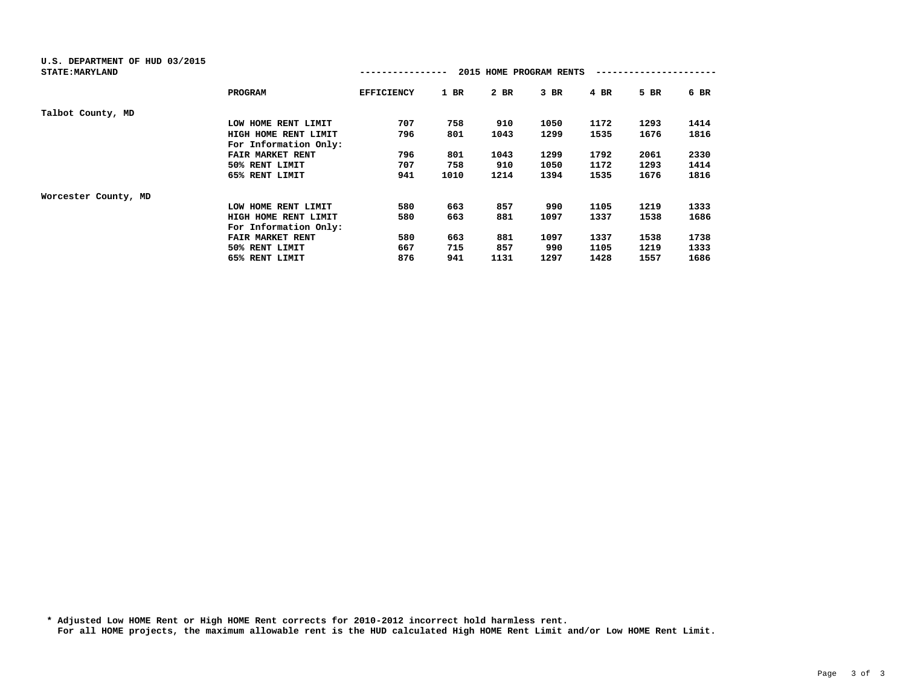U.S. DEPARTMENT OF HUD 03/2015
STATE:MARYLAND

## 2015 HOME PROGRAM RENTS

| | PROGRAM | EFFICIENCY | 1 BR | 2 BR | 3 BR | 4 BR | 5 BR | 6 BR |
|---|---|---|---|---|---|---|---|---|
| Talbot County, MD | | | | | | | | |
| | LOW HOME RENT LIMIT | 707 | 758 | 910 | 1050 | 1172 | 1293 | 1414 |
| | HIGH HOME RENT LIMIT | 796 | 801 | 1043 | 1299 | 1535 | 1676 | 1816 |
| | For Information Only: | | | | | | | |
| | FAIR MARKET RENT | 796 | 801 | 1043 | 1299 | 1792 | 2061 | 2330 |
| | 50% RENT LIMIT | 707 | 758 | 910 | 1050 | 1172 | 1293 | 1414 |
| | 65% RENT LIMIT | 941 | 1010 | 1214 | 1394 | 1535 | 1676 | 1816 |
| Worcester County, MD | | | | | | | | |
| | LOW HOME RENT LIMIT | 580 | 663 | 857 | 990 | 1105 | 1219 | 1333 |
| | HIGH HOME RENT LIMIT | 580 | 663 | 881 | 1097 | 1337 | 1538 | 1686 |
| | For Information Only: | | | | | | | |
| | FAIR MARKET RENT | 580 | 663 | 881 | 1097 | 1337 | 1538 | 1738 |
| | 50% RENT LIMIT | 667 | 715 | 857 | 990 | 1105 | 1219 | 1333 |
| | 65% RENT LIMIT | 876 | 941 | 1131 | 1297 | 1428 | 1557 | 1686 |

* Adjusted Low HOME Rent or High HOME Rent corrects for 2010-2012 incorrect hold harmless rent.
For all HOME projects, the maximum allowable rent is the HUD calculated High HOME Rent Limit and/or Low HOME Rent Limit.